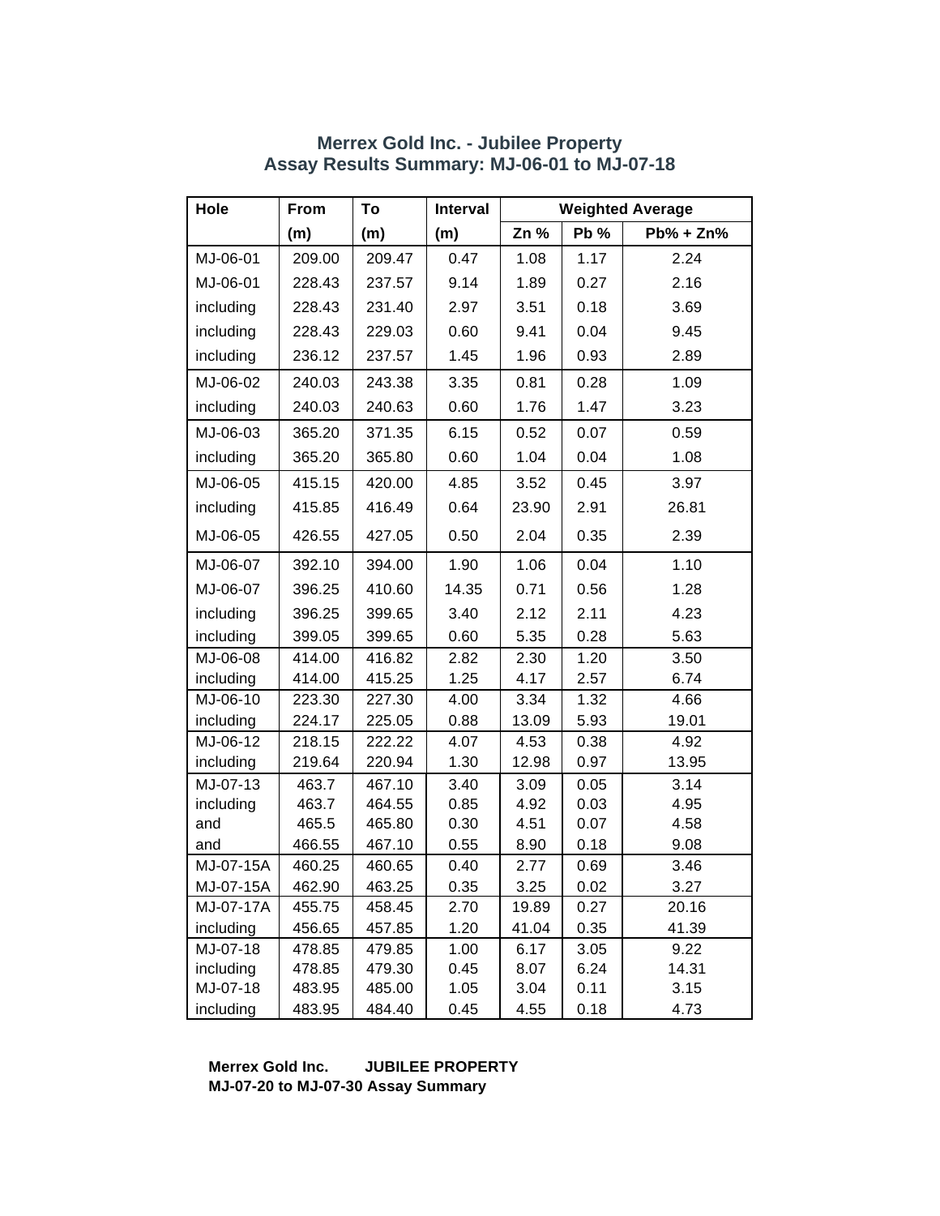# Merrex Gold Inc. - Jubilee Property
## Assay Results Summary: MJ-06-01 to MJ-07-18

| Hole | From | To | Interval | Weighted Average | | |
|---|---|---|---|---|---|---|
| | (m) | (m) | (m) | Zn % | Pb % | Pb% + Zn% |
| MJ-06-01 | 209.00 | 209.47 | 0.47 | 1.08 | 1.17 | 2.24 |
| MJ-06-01 | 228.43 | 237.57 | 9.14 | 1.89 | 0.27 | 2.16 |
| including | 228.43 | 231.40 | 2.97 | 3.51 | 0.18 | 3.69 |
| including | 228.43 | 229.03 | 0.60 | 9.41 | 0.04 | 9.45 |
| including | 236.12 | 237.57 | 1.45 | 1.96 | 0.93 | 2.89 |
| MJ-06-02 | 240.03 | 243.38 | 3.35 | 0.81 | 0.28 | 1.09 |
| including | 240.03 | 240.63 | 0.60 | 1.76 | 1.47 | 3.23 |
| MJ-06-03 | 365.20 | 371.35 | 6.15 | 0.52 | 0.07 | 0.59 |
| including | 365.20 | 365.80 | 0.60 | 1.04 | 0.04 | 1.08 |
| MJ-06-05 | 415.15 | 420.00 | 4.85 | 3.52 | 0.45 | 3.97 |
| including | 415.85 | 416.49 | 0.64 | 23.90 | 2.91 | 26.81 |
| MJ-06-05 | 426.55 | 427.05 | 0.50 | 2.04 | 0.35 | 2.39 |
| MJ-06-07 | 392.10 | 394.00 | 1.90 | 1.06 | 0.04 | 1.10 |
| MJ-06-07 | 396.25 | 410.60 | 14.35 | 0.71 | 0.56 | 1.28 |
| including | 396.25 | 399.65 | 3.40 | 2.12 | 2.11 | 4.23 |
| including | 399.05 | 399.65 | 0.60 | 5.35 | 0.28 | 5.63 |
| MJ-06-08 | 414.00 | 416.82 | 2.82 | 2.30 | 1.20 | 3.50 |
| including | 414.00 | 415.25 | 1.25 | 4.17 | 2.57 | 6.74 |
| MJ-06-10 | 223.30 | 227.30 | 4.00 | 3.34 | 1.32 | 4.66 |
| including | 224.17 | 225.05 | 0.88 | 13.09 | 5.93 | 19.01 |
| MJ-06-12 | 218.15 | 222.22 | 4.07 | 4.53 | 0.38 | 4.92 |
| including | 219.64 | 220.94 | 1.30 | 12.98 | 0.97 | 13.95 |
| MJ-07-13 | 463.7 | 467.10 | 3.40 | 3.09 | 0.05 | 3.14 |
| including | 463.7 | 464.55 | 0.85 | 4.92 | 0.03 | 4.95 |
| and | 465.5 | 465.80 | 0.30 | 4.51 | 0.07 | 4.58 |
| and | 466.55 | 467.10 | 0.55 | 8.90 | 0.18 | 9.08 |
| MJ-07-15A | 460.25 | 460.65 | 0.40 | 2.77 | 0.69 | 3.46 |
| MJ-07-15A | 462.90 | 463.25 | 0.35 | 3.25 | 0.02 | 3.27 |
| MJ-07-17A | 455.75 | 458.45 | 2.70 | 19.89 | 0.27 | 20.16 |
| including | 456.65 | 457.85 | 1.20 | 41.04 | 0.35 | 41.39 |
| MJ-07-18 | 478.85 | 479.85 | 1.00 | 6.17 | 3.05 | 9.22 |
| including | 478.85 | 479.30 | 0.45 | 8.07 | 6.24 | 14.31 |
| MJ-07-18 | 483.95 | 485.00 | 1.05 | 3.04 | 0.11 | 3.15 |
| including | 483.95 | 484.40 | 0.45 | 4.55 | 0.18 | 4.73 |

**Merrex Gold Inc. JUBILEE PROPERTY**
**MJ-07-20 to MJ-07-30 Assay Summary**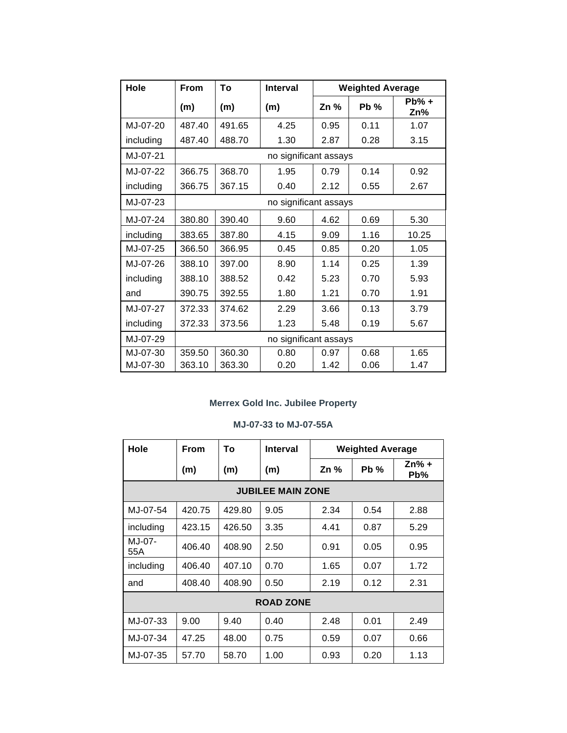| Hole | From | To | Interval | Weighted Average | | |
|---|---|---|---|---|---|---|
| | (m) | (m) | (m) | Zn % | Pb % | Pb% + Zn% |
| MJ-07-20 | 487.40 | 491.65 | 4.25 | 0.95 | 0.11 | 1.07 |
| including | 487.40 | 488.70 | 1.30 | 2.87 | 0.28 | 3.15 |
| MJ-07-21 | no significant assays | | | | | |
| MJ-07-22 | 366.75 | 368.70 | 1.95 | 0.79 | 0.14 | 0.92 |
| including | 366.75 | 367.15 | 0.40 | 2.12 | 0.55 | 2.67 |
| MJ-07-23 | no significant assays | | | | | |
| MJ-07-24 | 380.80 | 390.40 | 9.60 | 4.62 | 0.69 | 5.30 |
| including | 383.65 | 387.80 | 4.15 | 9.09 | 1.16 | 10.25 |
| MJ-07-25 | 366.50 | 366.95 | 0.45 | 0.85 | 0.20 | 1.05 |
| MJ-07-26 | 388.10 | 397.00 | 8.90 | 1.14 | 0.25 | 1.39 |
| including | 388.10 | 388.52 | 0.42 | 5.23 | 0.70 | 5.93 |
| and | 390.75 | 392.55 | 1.80 | 1.21 | 0.70 | 1.91 |
| MJ-07-27 | 372.33 | 374.62 | 2.29 | 3.66 | 0.13 | 3.79 |
| including | 372.33 | 373.56 | 1.23 | 5.48 | 0.19 | 5.67 |
| MJ-07-29 | no significant assays | | | | | |
| MJ-07-30 | 359.50 | 360.30 | 0.80 | 0.97 | 0.68 | 1.65 |
| MJ-07-30 | 363.10 | 363.30 | 0.20 | 1.42 | 0.06 | 1.47 |

**Merrex Gold Inc. Jubilee Property**

**MJ-07-33 to MJ-07-55A**

| Hole | From | To | Interval | Weighted Average | | |
|---|---|---|---|---|---|---|
| | (m) | (m) | (m) | Zn % | Pb % | Zn% + Pb% |
| **JUBILEE MAIN ZONE** | | | | | | |
| MJ-07-54 | 420.75 | 429.80 | 9.05 | 2.34 | 0.54 | 2.88 |
| including | 423.15 | 426.50 | 3.35 | 4.41 | 0.87 | 5.29 |
| MJ-07-55A | 406.40 | 408.90 | 2.50 | 0.91 | 0.05 | 0.95 |
| including | 406.40 | 407.10 | 0.70 | 1.65 | 0.07 | 1.72 |
| and | 408.40 | 408.90 | 0.50 | 2.19 | 0.12 | 2.31 |
| **ROAD ZONE** | | | | | | |
| MJ-07-33 | 9.00 | 9.40 | 0.40 | 2.48 | 0.01 | 2.49 |
| MJ-07-34 | 47.25 | 48.00 | 0.75 | 0.59 | 0.07 | 0.66 |
| MJ-07-35 | 57.70 | 58.70 | 1.00 | 0.93 | 0.20 | 1.13 |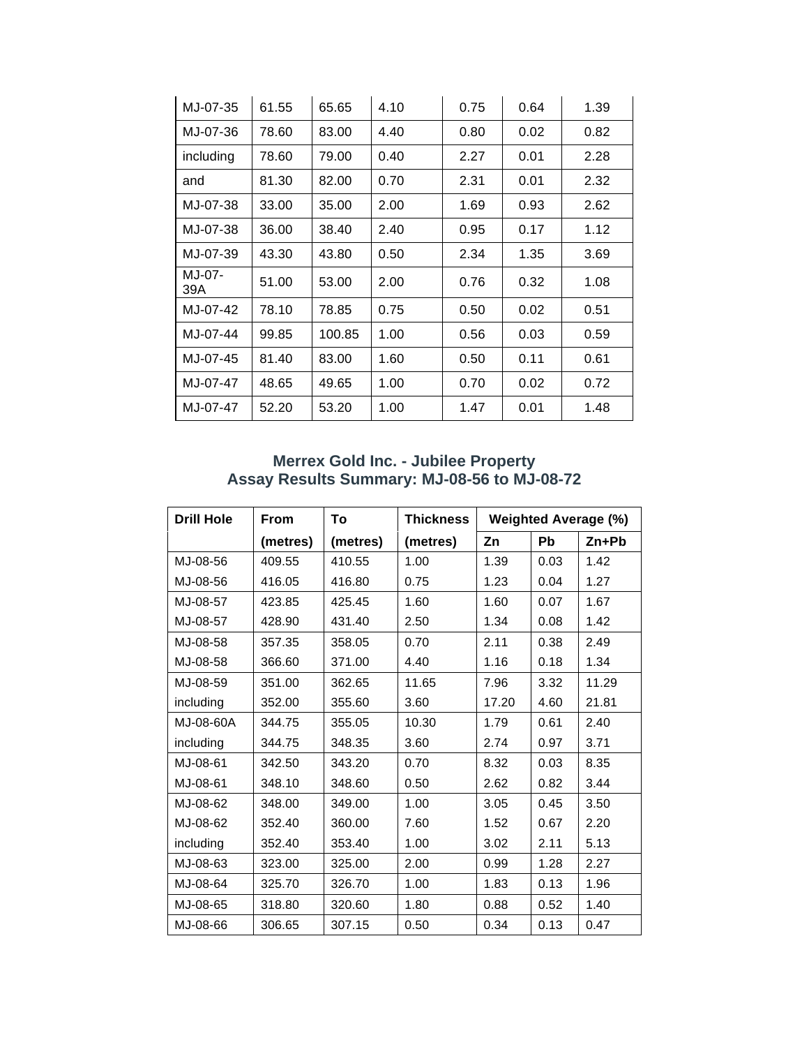| MJ-07-35 | 61.55 | 65.65 | 4.10 | 0.75 | 0.64 | 1.39 |
|---|---|---|---|---|---|---|
| MJ-07-36 | 78.60 | 83.00 | 4.40 | 0.80 | 0.02 | 0.82 |
| including | 78.60 | 79.00 | 0.40 | 2.27 | 0.01 | 2.28 |
| and | 81.30 | 82.00 | 0.70 | 2.31 | 0.01 | 2.32 |
| MJ-07-38 | 33.00 | 35.00 | 2.00 | 1.69 | 0.93 | 2.62 |
| MJ-07-38 | 36.00 | 38.40 | 2.40 | 0.95 | 0.17 | 1.12 |
| MJ-07-39 | 43.30 | 43.80 | 0.50 | 2.34 | 1.35 | 3.69 |
| MJ-07-39A | 51.00 | 53.00 | 2.00 | 0.76 | 0.32 | 1.08 |
| MJ-07-42 | 78.10 | 78.85 | 0.75 | 0.50 | 0.02 | 0.51 |
| MJ-07-44 | 99.85 | 100.85 | 1.00 | 0.56 | 0.03 | 0.59 |
| MJ-07-45 | 81.40 | 83.00 | 1.60 | 0.50 | 0.11 | 0.61 |
| MJ-07-47 | 48.65 | 49.65 | 1.00 | 0.70 | 0.02 | 0.72 |
| MJ-07-47 | 52.20 | 53.20 | 1.00 | 1.47 | 0.01 | 1.48 |

## Merrex Gold Inc. - Jubilee Property
## Assay Results Summary: MJ-08-56 to MJ-08-72

| Drill Hole | From | To | Thickness | Weighted Average (%) | | |
|---|---|---|---|---|---|---|
| | (metres) | (metres) | (metres) | Zn | Pb | Zn+Pb |
| MJ-08-56 | 409.55 | 410.55 | 1.00 | 1.39 | 0.03 | 1.42 |
| MJ-08-56 | 416.05 | 416.80 | 0.75 | 1.23 | 0.04 | 1.27 |
| MJ-08-57 | 423.85 | 425.45 | 1.60 | 1.60 | 0.07 | 1.67 |
| MJ-08-57 | 428.90 | 431.40 | 2.50 | 1.34 | 0.08 | 1.42 |
| MJ-08-58 | 357.35 | 358.05 | 0.70 | 2.11 | 0.38 | 2.49 |
| MJ-08-58 | 366.60 | 371.00 | 4.40 | 1.16 | 0.18 | 1.34 |
| MJ-08-59 | 351.00 | 362.65 | 11.65 | 7.96 | 3.32 | 11.29 |
| including | 352.00 | 355.60 | 3.60 | 17.20 | 4.60 | 21.81 |
| MJ-08-60A | 344.75 | 355.05 | 10.30 | 1.79 | 0.61 | 2.40 |
| including | 344.75 | 348.35 | 3.60 | 2.74 | 0.97 | 3.71 |
| MJ-08-61 | 342.50 | 343.20 | 0.70 | 8.32 | 0.03 | 8.35 |
| MJ-08-61 | 348.10 | 348.60 | 0.50 | 2.62 | 0.82 | 3.44 |
| MJ-08-62 | 348.00 | 349.00 | 1.00 | 3.05 | 0.45 | 3.50 |
| MJ-08-62 | 352.40 | 360.00 | 7.60 | 1.52 | 0.67 | 2.20 |
| including | 352.40 | 353.40 | 1.00 | 3.02 | 2.11 | 5.13 |
| MJ-08-63 | 323.00 | 325.00 | 2.00 | 0.99 | 1.28 | 2.27 |
| MJ-08-64 | 325.70 | 326.70 | 1.00 | 1.83 | 0.13 | 1.96 |
| MJ-08-65 | 318.80 | 320.60 | 1.80 | 0.88 | 0.52 | 1.40 |
| MJ-08-66 | 306.65 | 307.15 | 0.50 | 0.34 | 0.13 | 0.47 |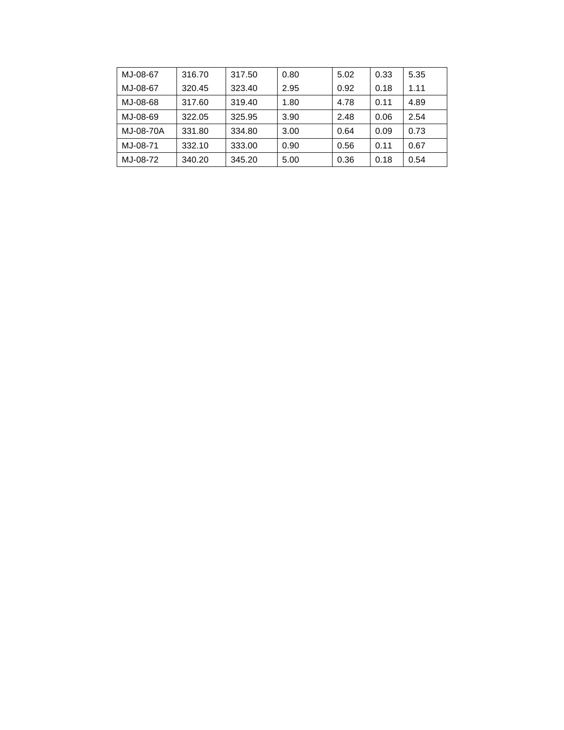| | | | | | | |
|---|---|---|---|---|---|---|
| MJ-08-67 | 316.70 | 317.50 | 0.80 | 5.02 | 0.33 | 5.35 |
| MJ-08-67 | 320.45 | 323.40 | 2.95 | 0.92 | 0.18 | 1.11 |
| MJ-08-68 | 317.60 | 319.40 | 1.80 | 4.78 | 0.11 | 4.89 |
| MJ-08-69 | 322.05 | 325.95 | 3.90 | 2.48 | 0.06 | 2.54 |
| MJ-08-70A | 331.80 | 334.80 | 3.00 | 0.64 | 0.09 | 0.73 |
| MJ-08-71 | 332.10 | 333.00 | 0.90 | 0.56 | 0.11 | 0.67 |
| MJ-08-72 | 340.20 | 345.20 | 5.00 | 0.36 | 0.18 | 0.54 |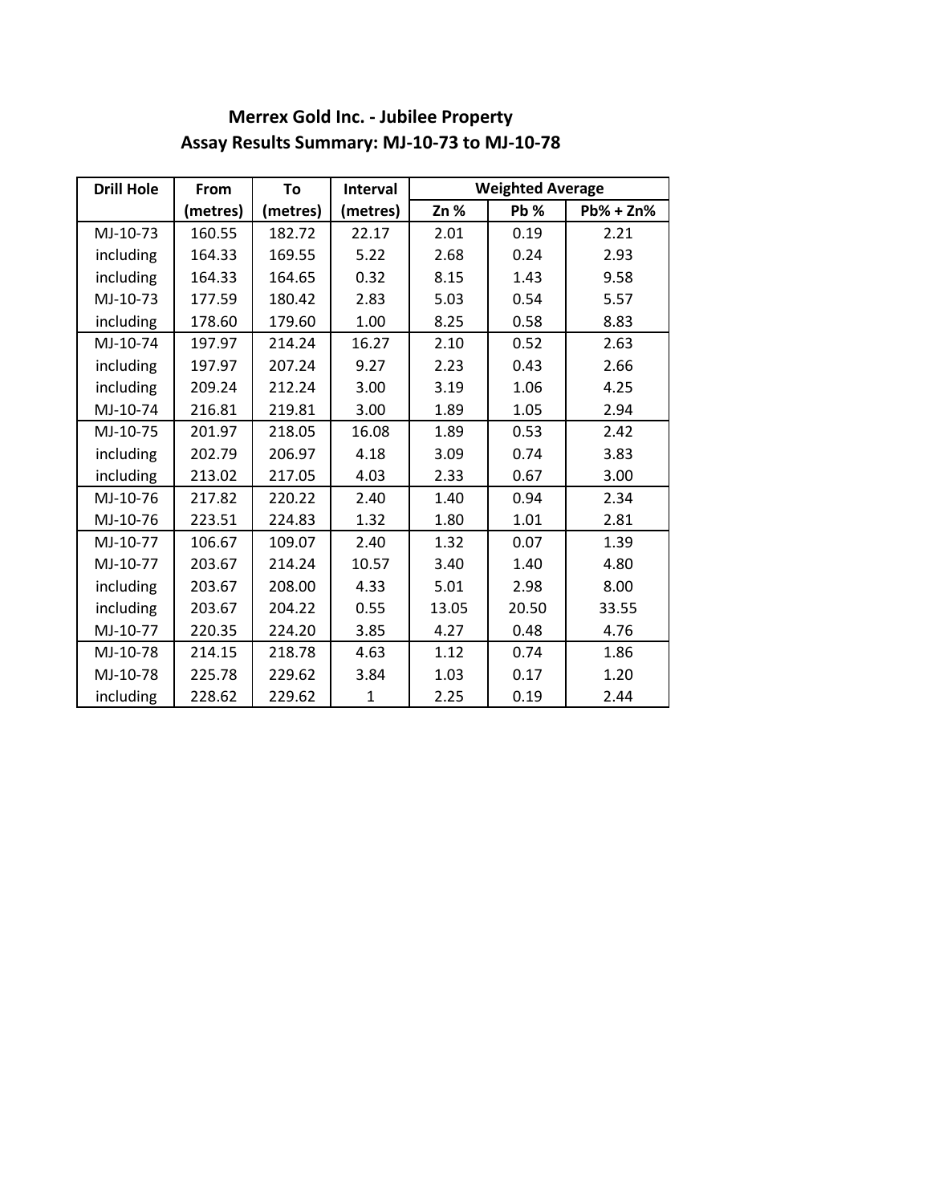# Merrex Gold Inc. - Jubilee Property

## Assay Results Summary: MJ-10-73 to MJ-10-78

| Drill Hole | From | To | Interval | Weighted Average | | |
|---|---|---|---|---|---|---|
| | (metres) | (metres) | (metres) | Zn % | Pb % | Pb% + Zn% |
| MJ-10-73 | 160.55 | 182.72 | 22.17 | 2.01 | 0.19 | 2.21 |
| including | 164.33 | 169.55 | 5.22 | 2.68 | 0.24 | 2.93 |
| including | 164.33 | 164.65 | 0.32 | 8.15 | 1.43 | 9.58 |
| MJ-10-73 | 177.59 | 180.42 | 2.83 | 5.03 | 0.54 | 5.57 |
| including | 178.60 | 179.60 | 1.00 | 8.25 | 0.58 | 8.83 |
| MJ-10-74 | 197.97 | 214.24 | 16.27 | 2.10 | 0.52 | 2.63 |
| including | 197.97 | 207.24 | 9.27 | 2.23 | 0.43 | 2.66 |
| including | 209.24 | 212.24 | 3.00 | 3.19 | 1.06 | 4.25 |
| MJ-10-74 | 216.81 | 219.81 | 3.00 | 1.89 | 1.05 | 2.94 |
| MJ-10-75 | 201.97 | 218.05 | 16.08 | 1.89 | 0.53 | 2.42 |
| including | 202.79 | 206.97 | 4.18 | 3.09 | 0.74 | 3.83 |
| including | 213.02 | 217.05 | 4.03 | 2.33 | 0.67 | 3.00 |
| MJ-10-76 | 217.82 | 220.22 | 2.40 | 1.40 | 0.94 | 2.34 |
| MJ-10-76 | 223.51 | 224.83 | 1.32 | 1.80 | 1.01 | 2.81 |
| MJ-10-77 | 106.67 | 109.07 | 2.40 | 1.32 | 0.07 | 1.39 |
| MJ-10-77 | 203.67 | 214.24 | 10.57 | 3.40 | 1.40 | 4.80 |
| including | 203.67 | 208.00 | 4.33 | 5.01 | 2.98 | 8.00 |
| including | 203.67 | 204.22 | 0.55 | 13.05 | 20.50 | 33.55 |
| MJ-10-77 | 220.35 | 224.20 | 3.85 | 4.27 | 0.48 | 4.76 |
| MJ-10-78 | 214.15 | 218.78 | 4.63 | 1.12 | 0.74 | 1.86 |
| MJ-10-78 | 225.78 | 229.62 | 3.84 | 1.03 | 0.17 | 1.20 |
| including | 228.62 | 229.62 | 1 | 2.25 | 0.19 | 2.44 |